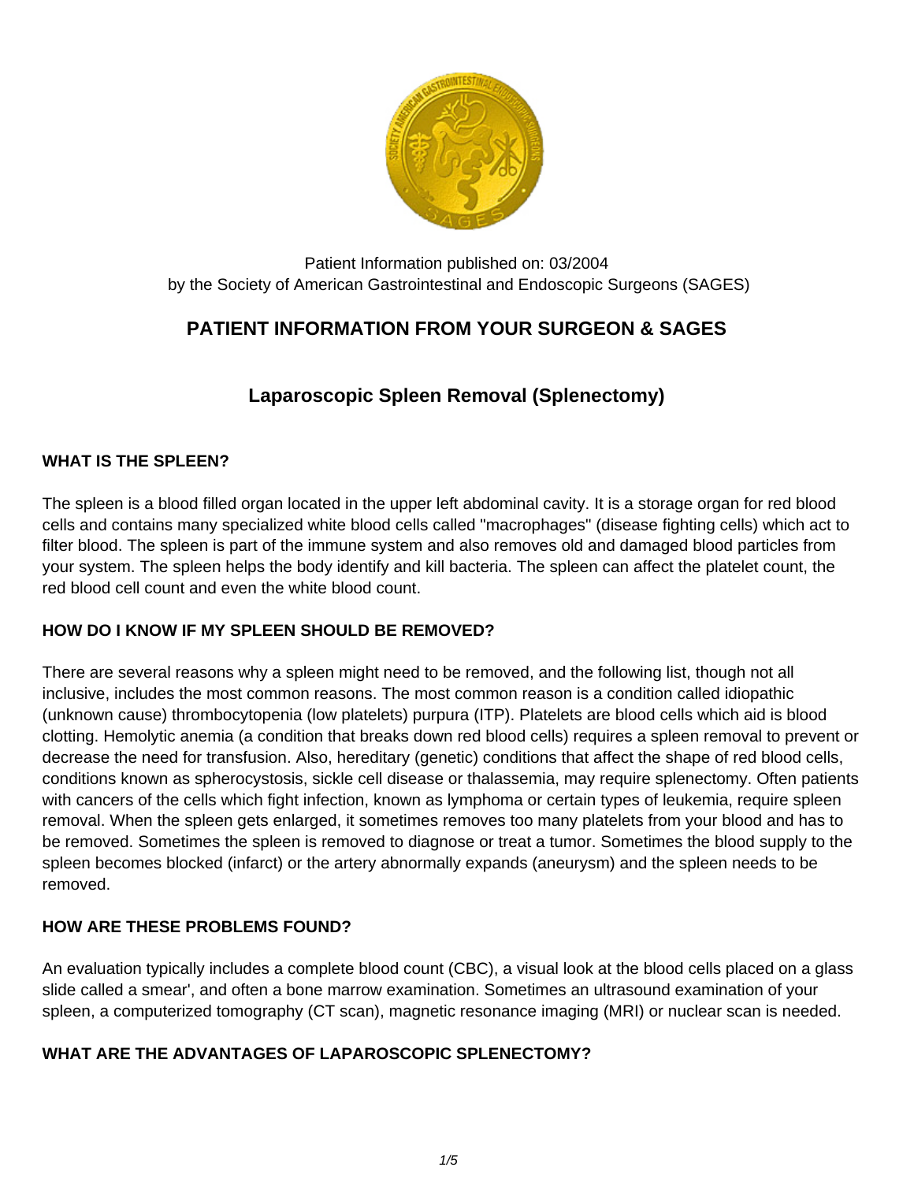Patient Information published on: 03/2004
by the Society of American Gastrointestinal and Endoscopic Surgeons (SAGES)

# PATIENT INFORMATION FROM YOUR SURGEON & SAGES

## Laparoscopic Spleen Removal (Splenectomy)

### WHAT IS THE SPLEEN?

The spleen is a blood filled organ located in the upper left abdominal cavity. It is a storage organ for red blood cells and contains many specialized white blood cells called "macrophages" (disease fighting cells) which act to filter blood. The spleen is part of the immune system and also removes old and damaged blood particles from your system. The spleen helps the body identify and kill bacteria. The spleen can affect the platelet count, the red blood cell count and even the white blood count.

### HOW DO I KNOW IF MY SPLEEN SHOULD BE REMOVED?

There are several reasons why a spleen might need to be removed, and the following list, though not all inclusive, includes the most common reasons. The most common reason is a condition called idiopathic (unknown cause) thrombocytopenia (low platelets) purpura (ITP). Platelets are blood cells which aid is blood clotting. Hemolytic anemia (a condition that breaks down red blood cells) requires a spleen removal to prevent or decrease the need for transfusion. Also, hereditary (genetic) conditions that affect the shape of red blood cells, conditions known as spherocystosis, sickle cell disease or thalassemia, may require splenectomy. Often patients with cancers of the cells which fight infection, known as lymphoma or certain types of leukemia, require spleen removal. When the spleen gets enlarged, it sometimes removes too many platelets from your blood and has to be removed. Sometimes the spleen is removed to diagnose or treat a tumor. Sometimes the blood supply to the spleen becomes blocked (infarct) or the artery abnormally expands (aneurysm) and the spleen needs to be removed.

### HOW ARE THESE PROBLEMS FOUND?

An evaluation typically includes a complete blood count (CBC), a visual look at the blood cells placed on a glass slide called a smear', and often a bone marrow examination. Sometimes an ultrasound examination of your spleen, a computerized tomography (CT scan), magnetic resonance imaging (MRI) or nuclear scan is needed.

### WHAT ARE THE ADVANTAGES OF LAPAROSCOPIC SPLENECTOMY?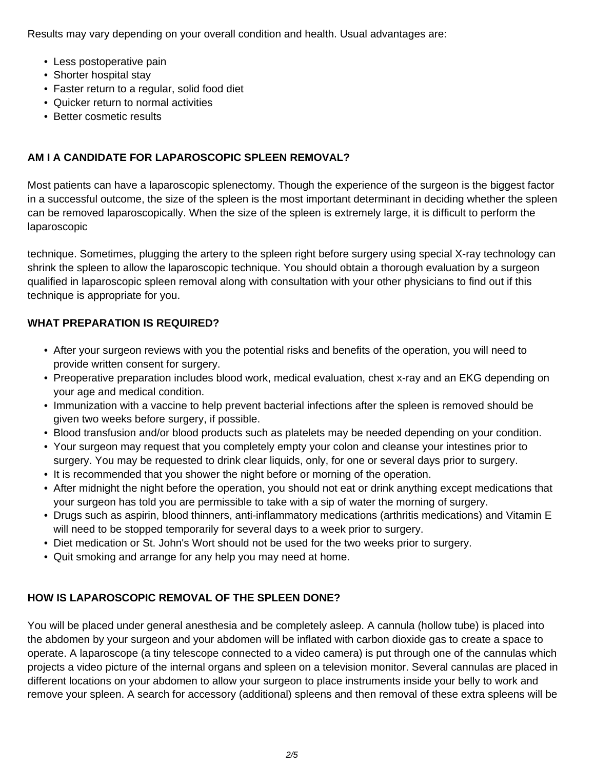Results may vary depending on your overall condition and health. Usual advantages are:

- Less postoperative pain
- Shorter hospital stay
- Faster return to a regular, solid food diet
- Quicker return to normal activities
- Better cosmetic results

**AM I A CANDIDATE FOR LAPAROSCOPIC SPLEEN REMOVAL?**

Most patients can have a laparoscopic splenectomy. Though the experience of the surgeon is the biggest factor in a successful outcome, the size of the spleen is the most important determinant in deciding whether the spleen can be removed laparoscopically. When the size of the spleen is extremely large, it is difficult to perform the laparoscopic technique. Sometimes, plugging the artery to the spleen right before surgery using special X-ray technology can shrink the spleen to allow the laparoscopic technique. You should obtain a thorough evaluation by a surgeon qualified in laparoscopic spleen removal along with consultation with your other physicians to find out if this technique is appropriate for you.

**WHAT PREPARATION IS REQUIRED?**

- After your surgeon reviews with you the potential risks and benefits of the operation, you will need to provide written consent for surgery.
- Preoperative preparation includes blood work, medical evaluation, chest x-ray and an EKG depending on your age and medical condition.
- Immunization with a vaccine to help prevent bacterial infections after the spleen is removed should be given two weeks before surgery, if possible.
- Blood transfusion and/or blood products such as platelets may be needed depending on your condition.
- Your surgeon may request that you completely empty your colon and cleanse your intestines prior to surgery. You may be requested to drink clear liquids, only, for one or several days prior to surgery.
- It is recommended that you shower the night before or morning of the operation.
- After midnight the night before the operation, you should not eat or drink anything except medications that your surgeon has told you are permissible to take with a sip of water the morning of surgery.
- Drugs such as aspirin, blood thinners, anti-inflammatory medications (arthritis medications) and Vitamin E will need to be stopped temporarily for several days to a week prior to surgery.
- Diet medication or St. John's Wort should not be used for the two weeks prior to surgery.
- Quit smoking and arrange for any help you may need at home.

**HOW IS LAPAROSCOPIC REMOVAL OF THE SPLEEN DONE?**

You will be placed under general anesthesia and be completely asleep. A cannula (hollow tube) is placed into the abdomen by your surgeon and your abdomen will be inflated with carbon dioxide gas to create a space to operate. A laparoscope (a tiny telescope connected to a video camera) is put through one of the cannulas which projects a video picture of the internal organs and spleen on a television monitor. Several cannulas are placed in different locations on your abdomen to allow your surgeon to place instruments inside your belly to work and remove your spleen. A search for accessory (additional) spleens and then removal of these extra spleens will be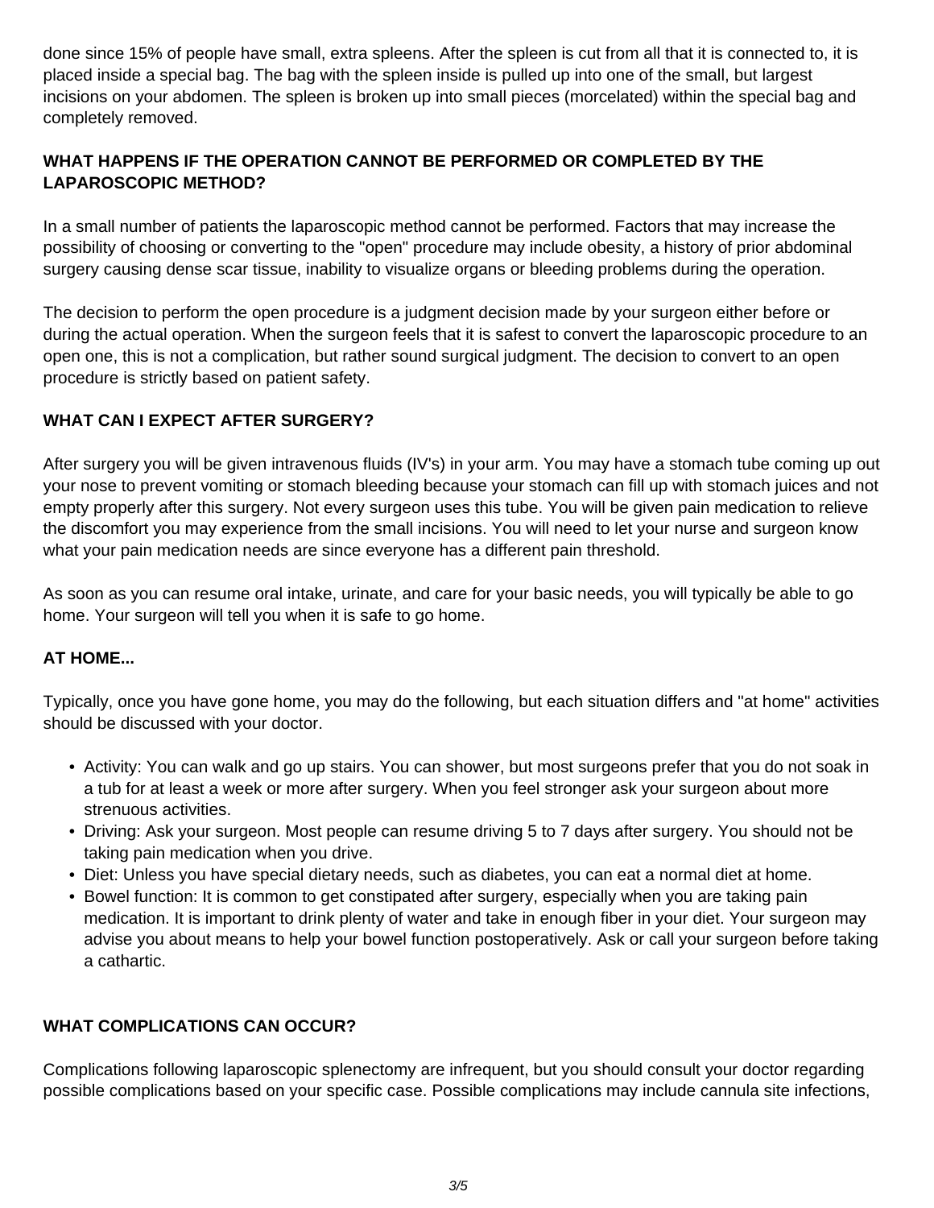done since 15% of people have small, extra spleens. After the spleen is cut from all that it is connected to, it is placed inside a special bag. The bag with the spleen inside is pulled up into one of the small, but largest incisions on your abdomen. The spleen is broken up into small pieces (morcelated) within the special bag and completely removed.

**WHAT HAPPENS IF THE OPERATION CANNOT BE PERFORMED OR COMPLETED BY THE LAPAROSCOPIC METHOD?**

In a small number of patients the laparoscopic method cannot be performed. Factors that may increase the possibility of choosing or converting to the "open" procedure may include obesity, a history of prior abdominal surgery causing dense scar tissue, inability to visualize organs or bleeding problems during the operation.

The decision to perform the open procedure is a judgment decision made by your surgeon either before or during the actual operation. When the surgeon feels that it is safest to convert the laparoscopic procedure to an open one, this is not a complication, but rather sound surgical judgment. The decision to convert to an open procedure is strictly based on patient safety.

**WHAT CAN I EXPECT AFTER SURGERY?**

After surgery you will be given intravenous fluids (IV's) in your arm. You may have a stomach tube coming up out your nose to prevent vomiting or stomach bleeding because your stomach can fill up with stomach juices and not empty properly after this surgery. Not every surgeon uses this tube. You will be given pain medication to relieve the discomfort you may experience from the small incisions. You will need to let your nurse and surgeon know what your pain medication needs are since everyone has a different pain threshold.

As soon as you can resume oral intake, urinate, and care for your basic needs, you will typically be able to go home. Your surgeon will tell you when it is safe to go home.

**AT HOME...**

Typically, once you have gone home, you may do the following, but each situation differs and "at home" activities should be discussed with your doctor.

- Activity: You can walk and go up stairs. You can shower, but most surgeons prefer that you do not soak in a tub for at least a week or more after surgery. When you feel stronger ask your surgeon about more strenuous activities.
- Driving: Ask your surgeon. Most people can resume driving 5 to 7 days after surgery. You should not be taking pain medication when you drive.
- Diet: Unless you have special dietary needs, such as diabetes, you can eat a normal diet at home.
- Bowel function: It is common to get constipated after surgery, especially when you are taking pain medication. It is important to drink plenty of water and take in enough fiber in your diet. Your surgeon may advise you about means to help your bowel function postoperatively. Ask or call your surgeon before taking a cathartic.

**WHAT COMPLICATIONS CAN OCCUR?**

Complications following laparoscopic splenectomy are infrequent, but you should consult your doctor regarding possible complications based on your specific case. Possible complications may include cannula site infections,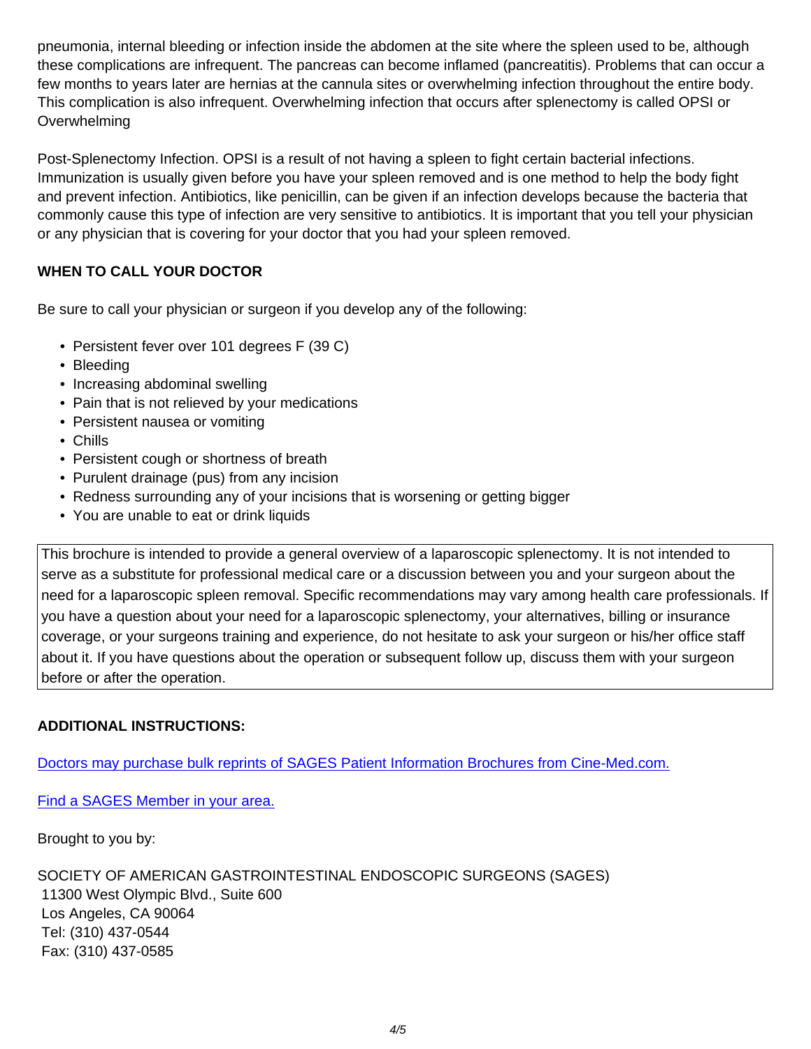pneumonia, internal bleeding or infection inside the abdomen at the site where the spleen used to be, although these complications are infrequent. The pancreas can become inflamed (pancreatitis). Problems that can occur a few months to years later are hernias at the cannula sites or overwhelming infection throughout the entire body. This complication is also infrequent. Overwhelming infection that occurs after splenectomy is called OPSI or Overwhelming

Post-Splenectomy Infection. OPSI is a result of not having a spleen to fight certain bacterial infections. Immunization is usually given before you have your spleen removed and is one method to help the body fight and prevent infection. Antibiotics, like penicillin, can be given if an infection develops because the bacteria that commonly cause this type of infection are very sensitive to antibiotics. It is important that you tell your physician or any physician that is covering for your doctor that you had your spleen removed.

**WHEN TO CALL YOUR DOCTOR**

Be sure to call your physician or surgeon if you develop any of the following:

- Persistent fever over 101 degrees F (39 C)
- Bleeding
- Increasing abdominal swelling
- Pain that is not relieved by your medications
- Persistent nausea or vomiting
- Chills
- Persistent cough or shortness of breath
- Purulent drainage (pus) from any incision
- Redness surrounding any of your incisions that is worsening or getting bigger
- You are unable to eat or drink liquids

This brochure is intended to provide a general overview of a laparoscopic splenectomy. It is not intended to serve as a substitute for professional medical care or a discussion between you and your surgeon about the need for a laparoscopic spleen removal. Specific recommendations may vary among health care professionals. If you have a question about your need for a laparoscopic splenectomy, your alternatives, billing or insurance coverage, or your surgeons training and experience, do not hesitate to ask your surgeon or his/her office staff about it. If you have questions about the operation or subsequent follow up, discuss them with your surgeon before or after the operation.

**ADDITIONAL INSTRUCTIONS:**

Doctors may purchase bulk reprints of SAGES Patient Information Brochures from Cine-Med.com.

Find a SAGES Member in your area.

Brought to you by:

SOCIETY OF AMERICAN GASTROINTESTINAL ENDOSCOPIC SURGEONS (SAGES)
11300 West Olympic Blvd., Suite 600
Los Angeles, CA 90064
Tel: (310) 437-0544
Fax: (310) 437-0585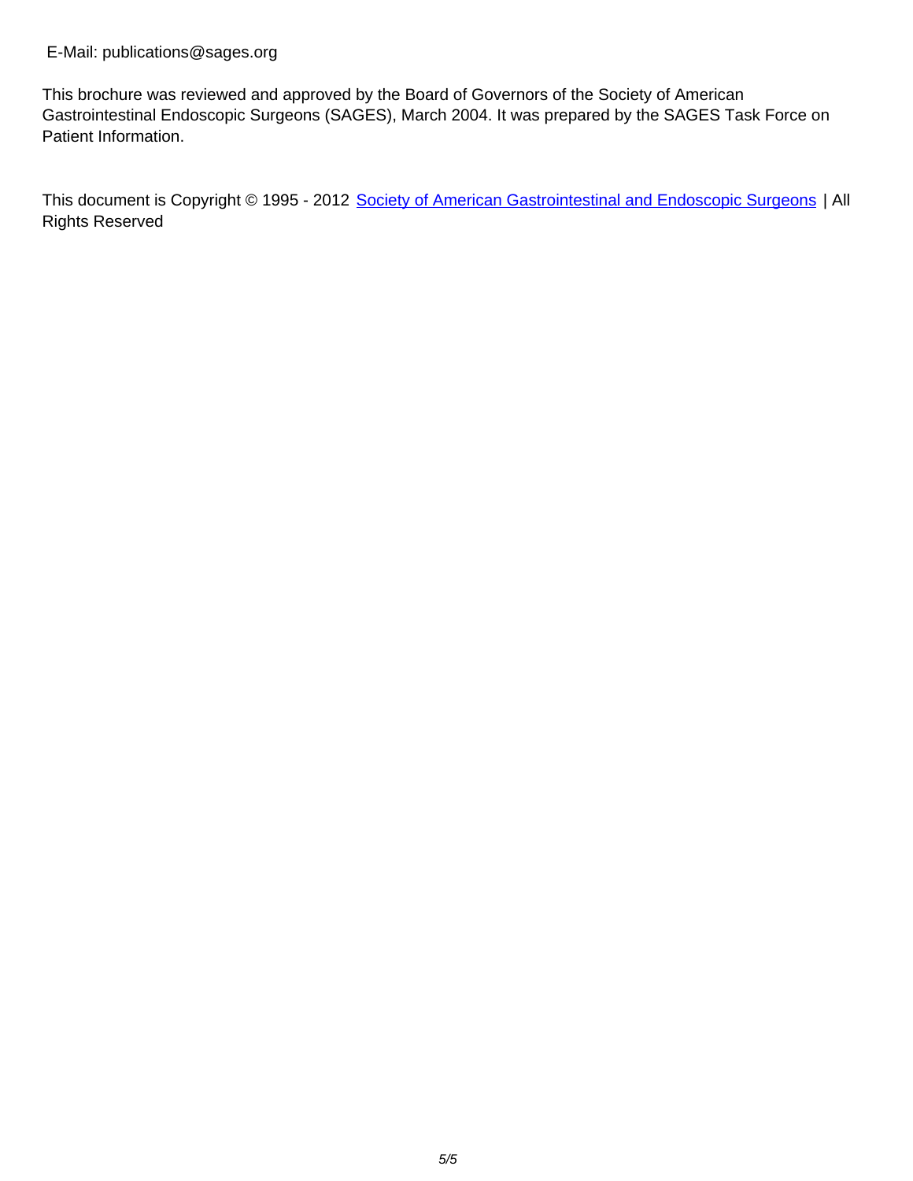E-Mail: publications@sages.org

This brochure was reviewed and approved by the Board of Governors of the Society of American Gastrointestinal Endoscopic Surgeons (SAGES), March 2004. It was prepared by the SAGES Task Force on Patient Information.

This document is Copyright © 1995 - 2012 Society of American Gastrointestinal and Endoscopic Surgeons | All Rights Reserved